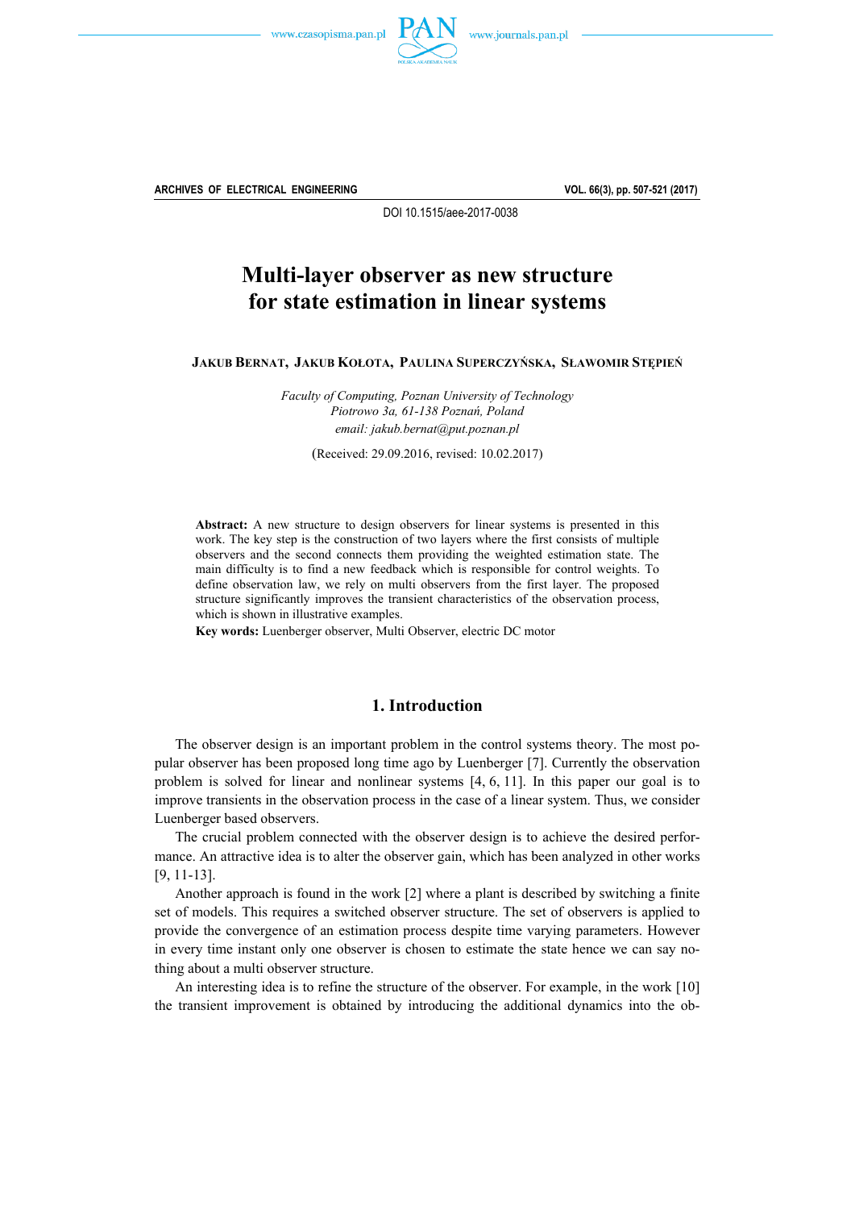DOI 10.1515/aee-2017-0038

# Multi-layer observer as new structure for state estimation in linear systems

**JAKUB BERNAT, JAKUB KOŁOTA, PAULINA SUPERCZYŃSKA, SŁAWOMIR STĘPIEŃ**

*Faculty of Computing, Poznan University of Technology*
*Piotrowo 3a, 61-138 Poznań, Poland*
*email: jakub.bernat@put.poznan.pl*

(Received: 29.09.2016, revised: 10.02.2017)

**Abstract:** A new structure to design observers for linear systems is presented in this work. The key step is the construction of two layers where the first consists of multiple observers and the second connects them providing the weighted estimation state. The main difficulty is to find a new feedback which is responsible for control weights. To define observation law, we rely on multi observers from the first layer. The proposed structure significantly improves the transient characteristics of the observation process, which is shown in illustrative examples.

**Key words:** Luenberger observer, Multi Observer, electric DC motor

## 1. Introduction

The observer design is an important problem in the control systems theory. The most popular observer has been proposed long time ago by Luenberger [7]. Currently the observation problem is solved for linear and nonlinear systems [4, 6, 11]. In this paper our goal is to improve transients in the observation process in the case of a linear system. Thus, we consider Luenberger based observers.

The crucial problem connected with the observer design is to achieve the desired performance. An attractive idea is to alter the observer gain, which has been analyzed in other works [9, 11-13].

Another approach is found in the work [2] where a plant is described by switching a finite set of models. This requires a switched observer structure. The set of observers is applied to provide the convergence of an estimation process despite time varying parameters. However in every time instant only one observer is chosen to estimate the state hence we can say nothing about a multi observer structure.

An interesting idea is to refine the structure of the observer. For example, in the work [10] the transient improvement is obtained by introducing the additional dynamics into the ob-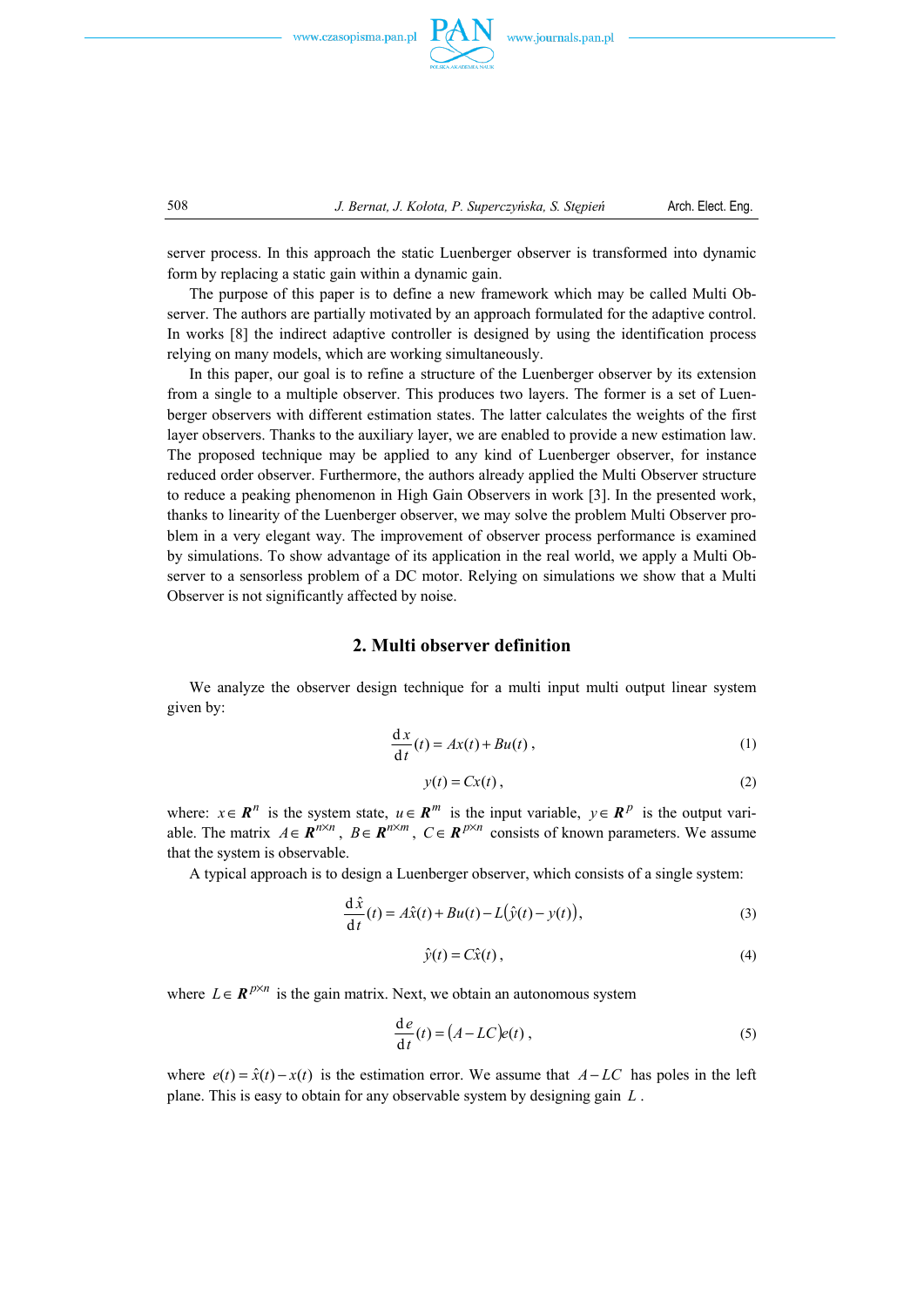server process. In this approach the static Luenberger observer is transformed into dynamic form by replacing a static gain within a dynamic gain.

The purpose of this paper is to define a new framework which may be called Multi Observer. The authors are partially motivated by an approach formulated for the adaptive control. In works [8] the indirect adaptive controller is designed by using the identification process relying on many models, which are working simultaneously.

In this paper, our goal is to refine a structure of the Luenberger observer by its extension from a single to a multiple observer. This produces two layers. The former is a set of Luenberger observers with different estimation states. The latter calculates the weights of the first layer observers. Thanks to the auxiliary layer, we are enabled to provide a new estimation law. The proposed technique may be applied to any kind of Luenberger observer, for instance reduced order observer. Furthermore, the authors already applied the Multi Observer structure to reduce a peaking phenomenon in High Gain Observers in work [3]. In the presented work, thanks to linearity of the Luenberger observer, we may solve the problem Multi Observer problem in a very elegant way. The improvement of observer process performance is examined by simulations. To show advantage of its application in the real world, we apply a Multi Observer to a sensorless problem of a DC motor. Relying on simulations we show that a Multi Observer is not significantly affected by noise.

## 2. Multi observer definition

We analyze the observer design technique for a multi input multi output linear system given by:

$$\frac{\mathrm{d}x}{\mathrm{d}t}(t) = Ax(t) + Bu(t)\,, \tag{1}$$

$$y(t) = Cx(t)\,, \tag{2}$$

where: $x \in \boldsymbol{R}^n$ is the system state, $u \in \boldsymbol{R}^m$ is the input variable, $y \in \boldsymbol{R}^p$ is the output variable. The matrix $A \in \boldsymbol{R}^{n \times n}$, $B \in \boldsymbol{R}^{n \times m}$, $C \in \boldsymbol{R}^{p \times n}$ consists of known parameters. We assume that the system is observable.

A typical approach is to design a Luenberger observer, which consists of a single system:

$$\frac{\mathrm{d}\hat{x}}{\mathrm{d}t}(t) = A\hat{x}(t) + Bu(t) - L\left(\hat{y}(t) - y(t)\right), \tag{3}$$

$$\hat{y}(t) = C\hat{x}(t)\,, \tag{4}$$

where $L \in \boldsymbol{R}^{p \times n}$ is the gain matrix. Next, we obtain an autonomous system

$$\frac{\mathrm{d}e}{\mathrm{d}t}(t) = \left(A - LC\right)e(t)\,, \tag{5}$$

where $e(t) = \hat{x}(t) - x(t)$ is the estimation error. We assume that $A - LC$ has poles in the left plane. This is easy to obtain for any observable system by designing gain $L$.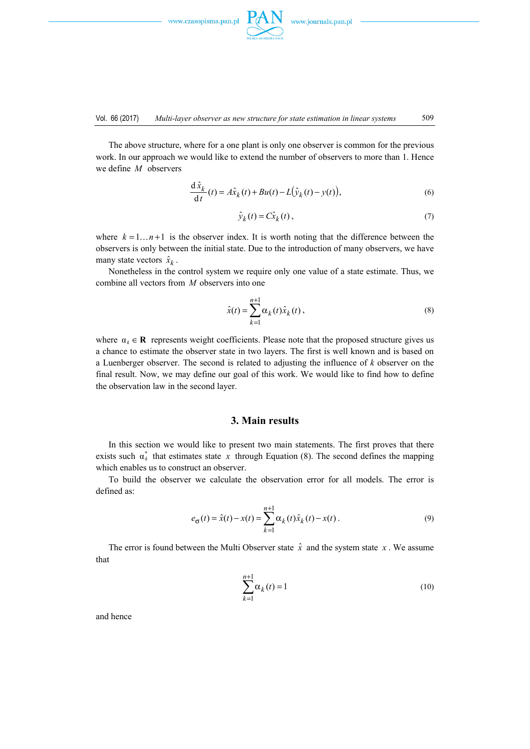The above structure, where for a one plant is only one observer is common for the previous work. In our approach we would like to extend the number of observers to more than 1. Hence we define $M$ observers

$$\frac{\mathrm{d}\hat{x}_k}{\mathrm{d}t}(t) = A\hat{x}_k(t) + Bu(t) - L\big(\hat{y}_k(t) - y(t)\big), \tag{6}$$

$$\hat{y}_k(t) = C\hat{x}_k(t), \tag{7}$$

where $k = 1 \ldots n+1$ is the observer index. It is worth noting that the difference between the observers is only between the initial state. Due to the introduction of many observers, we have many state vectors $\hat{x}_k$.

Nonetheless in the control system we require only one value of a state estimate. Thus, we combine all vectors from $M$ observers into one

$$\hat{x}(t) = \sum_{k=1}^{n+1} \alpha_k(t)\hat{x}_k(t), \tag{8}$$

where $\alpha_k \in \mathbf{R}$ represents weight coefficients. Please note that the proposed structure gives us a chance to estimate the observer state in two layers. The first is well known and is based on a Luenberger observer. The second is related to adjusting the influence of $k$ observer on the final result. Now, we may define our goal of this work. We would like to find how to define the observation law in the second layer.

## 3. Main results

In this section we would like to present two main statements. The first proves that there exists such $\alpha_k^*$ that estimates state $x$ through Equation (8). The second defines the mapping which enables us to construct an observer.

To build the observer we calculate the observation error for all models. The error is defined as:

$$e_\sigma(t) = \hat{x}(t) - x(t) = \sum_{k=1}^{n+1} \alpha_k(t)\hat{x}_k(t) - x(t). \tag{9}$$

The error is found between the Multi Observer state $\hat{x}$ and the system state $x$. We assume that

$$\sum_{k=1}^{n+1} \alpha_k(t) = 1 \tag{10}$$

and hence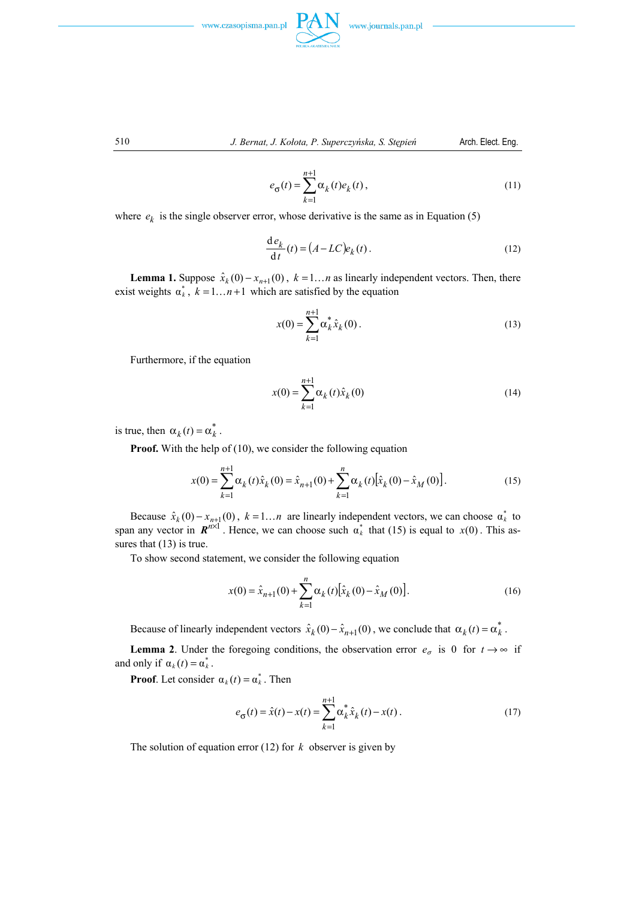$$e_{\sigma}(t) = \sum_{k=1}^{n+1} \alpha_k(t) e_k(t), \tag{11}$$

where $e_k$ is the single observer error, whose derivative is the same as in Equation (5)

$$\frac{\mathrm{d}\, e_k}{\mathrm{d}\, t}(t) = (A - LC) e_k(t). \tag{12}$$

**Lemma 1.** Suppose $\hat{x}_k(0) - x_{n+1}(0)$, $k = 1 \ldots n$ as linearly independent vectors. Then, there exist weights $\alpha_k^*$, $k = 1 \ldots n+1$ which are satisfied by the equation

$$x(0) = \sum_{k=1}^{n+1} \alpha_k^* \hat{x}_k(0). \tag{13}$$

Furthermore, if the equation

$$x(0) = \sum_{k=1}^{n+1} \alpha_k(t) \hat{x}_k(0) \tag{14}$$

is true, then $\alpha_k(t) = \alpha_k^*$.

**Proof.** With the help of (10), we consider the following equation

$$x(0) = \sum_{k=1}^{n+1} \alpha_k(t) \hat{x}_k(0) = \hat{x}_{n+1}(0) + \sum_{k=1}^{n} \alpha_k(t) \left[ \hat{x}_k(0) - \hat{x}_M(0) \right]. \tag{15}$$

Because $\hat{x}_k(0) - x_{n+1}(0)$, $k = 1 \ldots n$ are linearly independent vectors, we can choose $\alpha_k^*$ to span any vector in $\boldsymbol{R}^{n \times 1}$. Hence, we can choose such $\alpha_k^*$ that (15) is equal to $x(0)$. This assures that (13) is true.

To show second statement, we consider the following equation

$$x(0) = \hat{x}_{n+1}(0) + \sum_{k=1}^{n} \alpha_k(t) \left[ \hat{x}_k(0) - \hat{x}_M(0) \right]. \tag{16}$$

Because of linearly independent vectors $\hat{x}_k(0) - \hat{x}_{n+1}(0)$, we conclude that $\alpha_k(t) = \alpha_k^*$.

**Lemma 2**. Under the foregoing conditions, the observation error $e_\sigma$ is 0 for $t \to \infty$ if and only if $\alpha_k(t) = \alpha_k^*$.

**Proof**. Let consider $\alpha_k(t) = \alpha_k^*$. Then

$$e_{\sigma}(t) = \hat{x}(t) - x(t) = \sum_{k=1}^{n+1} \alpha_k^* \hat{x}_k(t) - x(t). \tag{17}$$

The solution of equation error (12) for $k$ observer is given by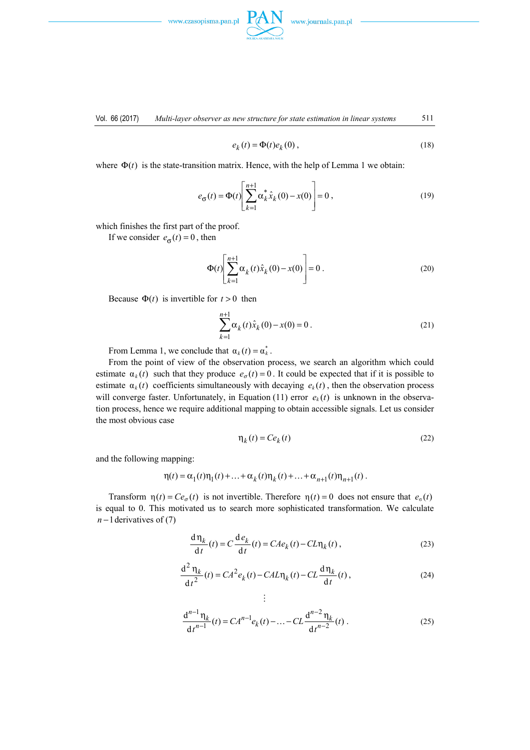$$e_k(t) = \Phi(t) e_k(0), \tag{18}$$

where $\Phi(t)$ is the state-transition matrix. Hence, with the help of Lemma 1 we obtain:

$$e_\sigma(t) = \Phi(t)\left[\sum_{k=1}^{n+1} \alpha_k^* \hat{x}_k(0) - x(0)\right] = 0, \tag{19}$$

which finishes the first part of the proof.

If we consider $e_\sigma(t) = 0$, then

$$\Phi(t)\left[\sum_{k=1}^{n+1} \alpha_k(t) \hat{x}_k(0) - x(0)\right] = 0. \tag{20}$$

Because $\Phi(t)$ is invertible for $t > 0$ then

$$\sum_{k=1}^{n+1} \alpha_k(t) \hat{x}_k(0) - x(0) = 0. \tag{21}$$

From Lemma 1, we conclude that $\alpha_k(t) = \alpha_k^*$.

From the point of view of the observation process, we search an algorithm which could estimate $\alpha_k(t)$ such that they produce $e_\sigma(t) = 0$. It could be expected that if it is possible to estimate $\alpha_k(t)$ coefficients simultaneously with decaying $e_k(t)$, then the observation process will converge faster. Unfortunately, in Equation (11) error $e_k(t)$ is unknown in the observation process, hence we require additional mapping to obtain accessible signals. Let us consider the most obvious case

$$\eta_k(t) = C e_k(t) \tag{22}$$

and the following mapping:

$$\eta(t) = \alpha_1(t)\eta_1(t) + \ldots + \alpha_k(t)\eta_k(t) + \ldots + \alpha_{n+1}(t)\eta_{n+1}(t).$$

Transform $\eta(t) = C e_\sigma(t)$ is not invertible. Therefore $\eta(t) = 0$ does not ensure that $e_\sigma(t)$ is equal to 0. This motivated us to search more sophisticated transformation. We calculate $n-1$ derivatives of (7)

$$\frac{\mathrm{d}\eta_k}{\mathrm{d}t}(t) = C\frac{\mathrm{d}e_k}{\mathrm{d}t}(t) = CAe_k(t) - CL\eta_k(t), \tag{23}$$

$$\frac{\mathrm{d}^2\eta_k}{\mathrm{d}t^2}(t) = CA^2 e_k(t) - CAL\eta_k(t) - CL\frac{\mathrm{d}\eta_k}{\mathrm{d}t}(t), \tag{24}$$

$$\vdots$$

$$\frac{\mathrm{d}^{n-1}\eta_k}{\mathrm{d}t^{n-1}}(t) = CA^{n-1}e_k(t) - \ldots - CL\frac{\mathrm{d}^{n-2}\eta_k}{\mathrm{d}t^{n-2}}(t). \tag{25}$$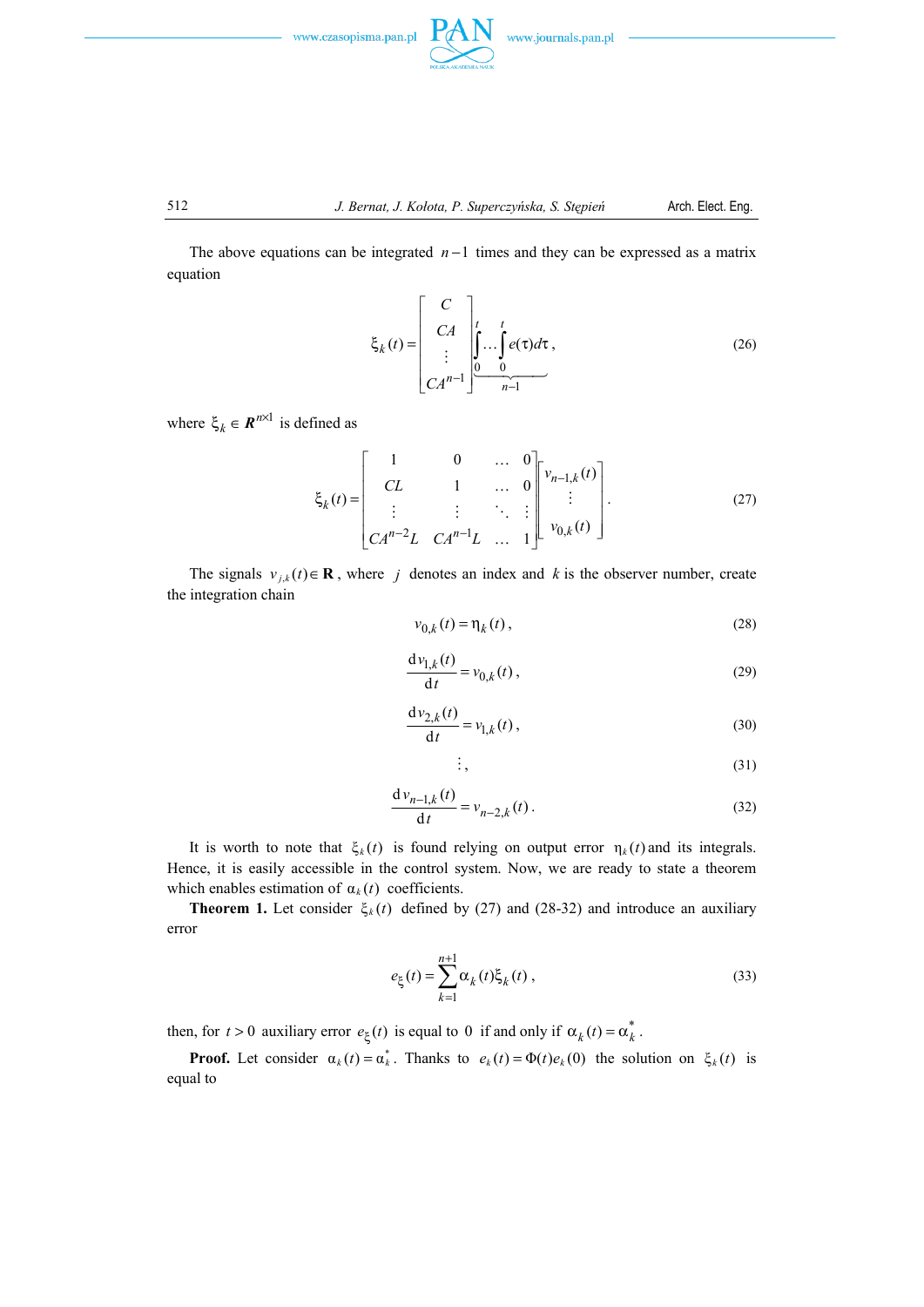The above equations can be integrated $n-1$ times and they can be expressed as a matrix equation

$$\xi_k(t) = \begin{bmatrix} C \\ CA \\ \vdots \\ CA^{n-1} \end{bmatrix} \underbrace{\int_0^t \dots \int_0^t}_{n-1} e(\tau) d\tau \,, \tag{26}$$

where $\xi_k \in \boldsymbol{R}^{n \times 1}$ is defined as

$$\xi_k(t) = \begin{bmatrix} 1 & 0 & \dots & 0 \\ CL & 1 & \dots & 0 \\ \vdots & \vdots & \ddots & \vdots \\ CA^{n-2}L & CA^{n-1}L & \dots & 1 \end{bmatrix} \begin{bmatrix} v_{n-1,k}(t) \\ \vdots \\ v_{0,k}(t) \end{bmatrix}. \tag{27}$$

The signals $v_{j,k}(t) \in \mathbf{R}$, where $j$ denotes an index and $k$ is the observer number, create the integration chain

$$v_{0,k}(t) = \eta_k(t)\,, \tag{28}$$

$$\frac{\mathrm{d}v_{1,k}(t)}{\mathrm{d}t} = v_{0,k}(t)\,, \tag{29}$$

$$\frac{\mathrm{d}v_{2,k}(t)}{\mathrm{d}t} = v_{1,k}(t)\,, \tag{30}$$

$$\vdots, \tag{31}$$

$$\frac{\mathrm{d}v_{n-1,k}(t)}{\mathrm{d}t} = v_{n-2,k}(t)\,. \tag{32}$$

It is worth to note that $\xi_k(t)$ is found relying on output error $\eta_k(t)$ and its integrals. Hence, it is easily accessible in the control system. Now, we are ready to state a theorem which enables estimation of $\alpha_k(t)$ coefficients.

**Theorem 1.** Let consider $\xi_k(t)$ defined by (27) and (28-32) and introduce an auxiliary error

$$e_\xi(t) = \sum_{k=1}^{n+1} \alpha_k(t)\xi_k(t)\,, \tag{33}$$

then, for $t > 0$ auxiliary error $e_\xi(t)$ is equal to $0$ if and only if $\alpha_k(t) = \alpha_k^*$.

**Proof.** Let consider $\alpha_k(t) = \alpha_k^*$. Thanks to $e_k(t) = \Phi(t)e_k(0)$ the solution on $\xi_k(t)$ is equal to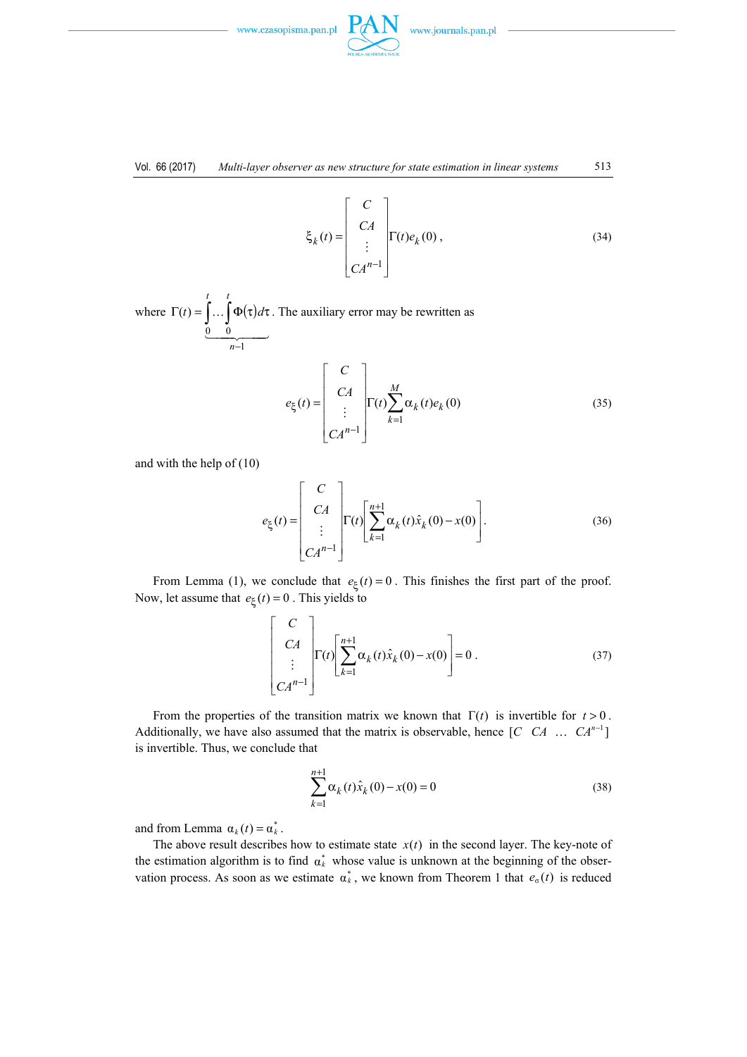$$\xi_k(t) = \begin{bmatrix} C \\ CA \\ \vdots \\ CA^{n-1} \end{bmatrix} \Gamma(t) e_k(0), \tag{34}$$

where $\Gamma(t) = \underbrace{\int_0^t \ldots \int_0^t}_{n-1} \Phi(\tau) d\tau$. The auxiliary error may be rewritten as

$$e_\xi(t) = \begin{bmatrix} C \\ CA \\ \vdots \\ CA^{n-1} \end{bmatrix} \Gamma(t) \sum_{k=1}^{M} \alpha_k(t) e_k(0) \tag{35}$$

and with the help of (10)

$$e_\xi(t) = \begin{bmatrix} C \\ CA \\ \vdots \\ CA^{n-1} \end{bmatrix} \Gamma(t) \left[ \sum_{k=1}^{n+1} \alpha_k(t) \hat{x}_k(0) - x(0) \right]. \tag{36}$$

From Lemma (1), we conclude that $e_\xi(t) = 0$. This finishes the first part of the proof. Now, let assume that $e_\xi(t) = 0$. This yields to

$$\begin{bmatrix} C \\ CA \\ \vdots \\ CA^{n-1} \end{bmatrix} \Gamma(t) \left[ \sum_{k=1}^{n+1} \alpha_k(t) \hat{x}_k(0) - x(0) \right] = 0. \tag{37}$$

From the properties of the transition matrix we known that $\Gamma(t)$ is invertible for $t > 0$. Additionally, we have also assumed that the matrix is observable, hence $[C \;\; CA \;\; \ldots \;\; CA^{n-1}]$ is invertible. Thus, we conclude that

$$\sum_{k=1}^{n+1} \alpha_k(t) \hat{x}_k(0) - x(0) = 0 \tag{38}$$

and from Lemma $\alpha_k(t) = \alpha_k^*$.

The above result describes how to estimate state $x(t)$ in the second layer. The key-note of the estimation algorithm is to find $\alpha_k^*$ whose value is unknown at the beginning of the observation process. As soon as we estimate $\alpha_k^*$, we known from Theorem 1 that $e_\sigma(t)$ is reduced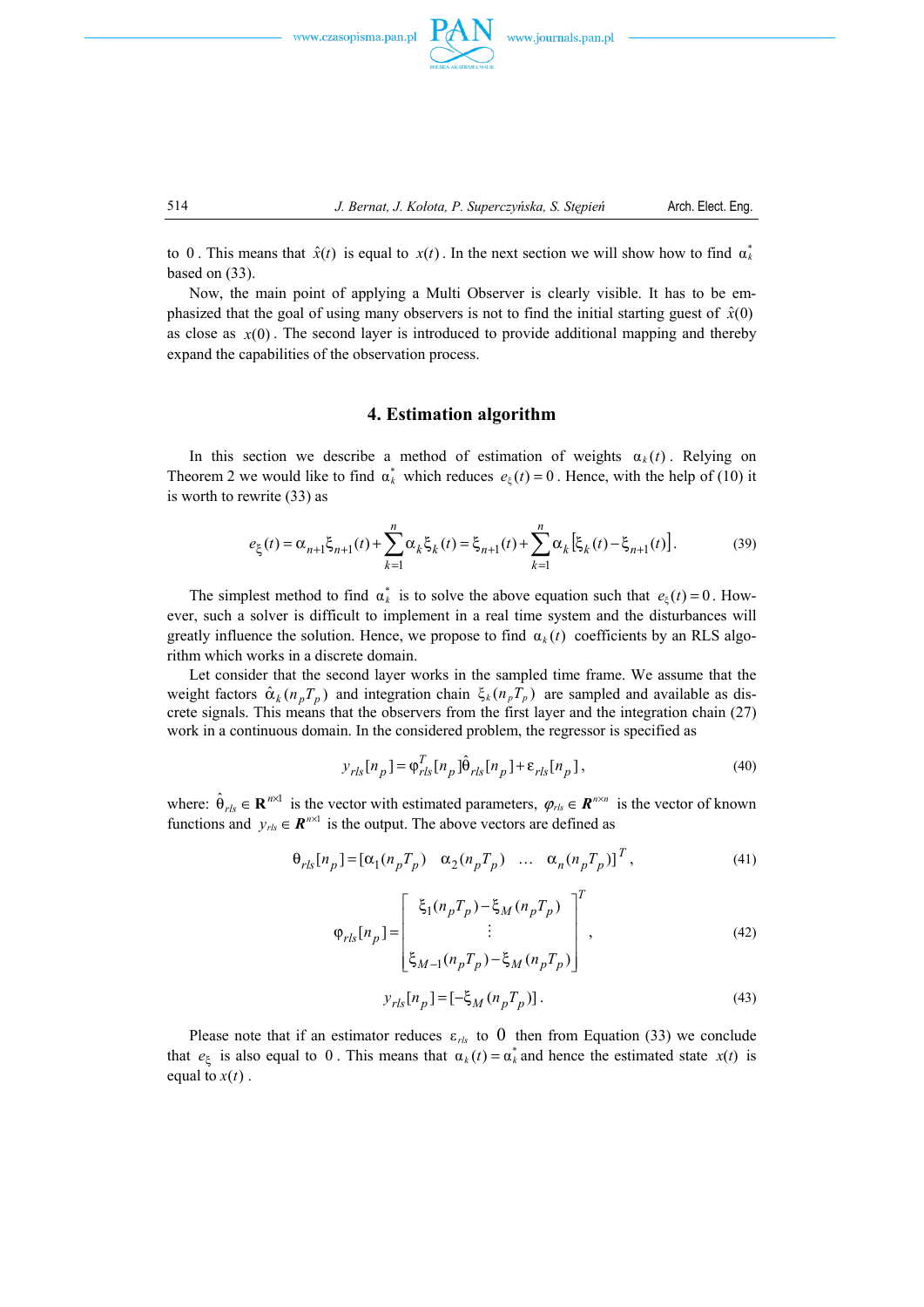to 0. This means that $\hat{x}(t)$ is equal to $x(t)$. In the next section we will show how to find $\alpha_k^*$ based on (33).

Now, the main point of applying a Multi Observer is clearly visible. It has to be emphasized that the goal of using many observers is not to find the initial starting guest of $\hat{x}(0)$ as close as $x(0)$. The second layer is introduced to provide additional mapping and thereby expand the capabilities of the observation process.

## 4. Estimation algorithm

In this section we describe a method of estimation of weights $\alpha_k(t)$. Relying on Theorem 2 we would like to find $\alpha_k^*$ which reduces $e_\xi(t) = 0$. Hence, with the help of (10) it is worth to rewrite (33) as

$$e_\xi(t) = \alpha_{n+1}\xi_{n+1}(t) + \sum_{k=1}^{n} \alpha_k \xi_k(t) = \xi_{n+1}(t) + \sum_{k=1}^{n} \alpha_k \left[\xi_k(t) - \xi_{n+1}(t)\right]. \tag{39}$$

The simplest method to find $\alpha_k^*$ is to solve the above equation such that $e_\xi(t) = 0$. However, such a solver is difficult to implement in a real time system and the disturbances will greatly influence the solution. Hence, we propose to find $\alpha_k(t)$ coefficients by an RLS algorithm which works in a discrete domain.

Let consider that the second layer works in the sampled time frame. We assume that the weight factors $\hat{\alpha}_k(n_p T_p)$ and integration chain $\xi_k(n_p T_p)$ are sampled and available as discrete signals. This means that the observers from the first layer and the integration chain (27) work in a continuous domain. In the considered problem, the regressor is specified as

$$y_{rls}[n_p] = \varphi_{rls}^T[n_p]\hat{\theta}_{rls}[n_p] + \varepsilon_{rls}[n_p], \tag{40}$$

where: $\hat{\theta}_{rls} \in \mathbf{R}^{n\times 1}$ is the vector with estimated parameters, $\varphi_{rls} \in \boldsymbol{R}^{n\times n}$ is the vector of known functions and $y_{rls} \in \boldsymbol{R}^{n\times 1}$ is the output. The above vectors are defined as

$$\theta_{rls}[n_p] = [\alpha_1(n_p T_p) \quad \alpha_2(n_p T_p) \quad \dots \quad \alpha_n(n_p T_p)]^T, \tag{41}$$

$$\varphi_{rls}[n_p] = \begin{bmatrix} \xi_1(n_p T_p) - \xi_M(n_p T_p) \\ \vdots \\ \xi_{M-1}(n_p T_p) - \xi_M(n_p T_p) \end{bmatrix}^T, \tag{42}$$

$$y_{rls}[n_p] = [-\xi_M(n_p T_p)]. \tag{43}$$

Please note that if an estimator reduces $\varepsilon_{rls}$ to 0 then from Equation (33) we conclude that $e_\xi$ is also equal to 0. This means that $\alpha_k(t) = \alpha_k^*$ and hence the estimated state $x(t)$ is equal to $x(t)$.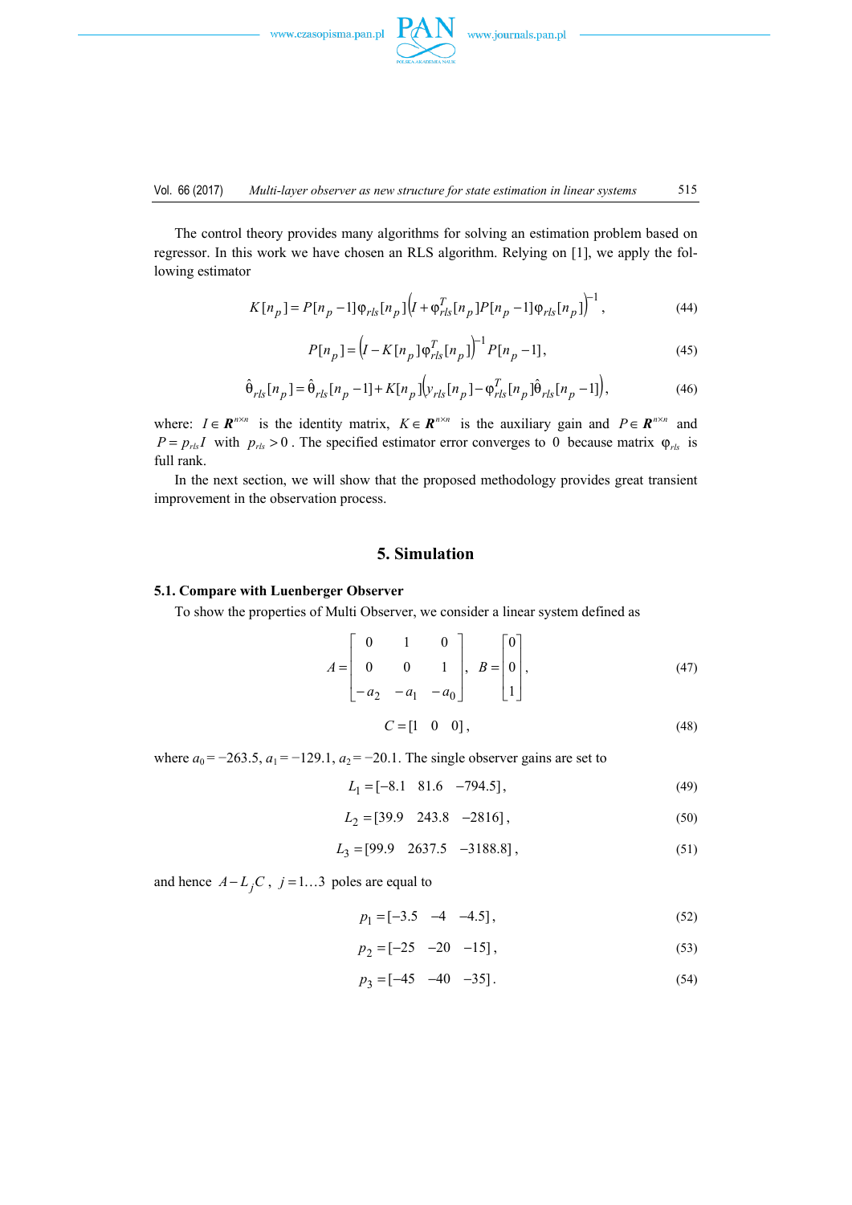The control theory provides many algorithms for solving an estimation problem based on regressor. In this work we have chosen an RLS algorithm. Relying on [1], we apply the following estimator

$$K[n_p] = P[n_p - 1]\varphi_{rls}[n_p]\left(I + \varphi_{rls}^T[n_p]P[n_p - 1]\varphi_{rls}[n_p]\right)^{-1}, \tag{44}$$

$$P[n_p] = \left(I - K[n_p]\varphi_{rls}^T[n_p]\right)^{-1} P[n_p - 1], \tag{45}$$

$$\hat{\theta}_{rls}[n_p] = \hat{\theta}_{rls}[n_p - 1] + K[n_p]\left(y_{rls}[n_p] - \varphi_{rls}^T[n_p]\hat{\theta}_{rls}[n_p - 1]\right), \tag{46}$$

where: $I \in \boldsymbol{R}^{n\times n}$ is the identity matrix, $K \in \boldsymbol{R}^{n\times n}$ is the auxiliary gain and $P \in \boldsymbol{R}^{n\times n}$ and $P = p_{rls}I$ with $p_{rls} > 0$. The specified estimator error converges to 0 because matrix $\varphi_{rls}$ is full rank.

In the next section, we will show that the proposed methodology provides great transient improvement in the observation process.

## 5. Simulation

### 5.1. Compare with Luenberger Observer

To show the properties of Multi Observer, we consider a linear system defined as

$$A = \begin{bmatrix} 0 & 1 & 0 \\ 0 & 0 & 1 \\ -a_2 & -a_1 & -a_0 \end{bmatrix}, \quad B = \begin{bmatrix} 0 \\ 0 \\ 1 \end{bmatrix}, \tag{47}$$

$$C = [1 \quad 0 \quad 0], \tag{48}$$

where $a_0 = -263.5$, $a_1 = -129.1$, $a_2 = -20.1$. The single observer gains are set to

$$L_1 = [-8.1 \quad 81.6 \quad -794.5], \tag{49}$$

$$L_2 = [39.9 \quad 243.8 \quad -2816], \tag{50}$$

$$L_3 = [99.9 \quad 2637.5 \quad -3188.8], \tag{51}$$

and hence $A - L_jC$, $j = 1 \ldots 3$ poles are equal to

$$p_1 = [-3.5 \quad -4 \quad -4.5], \tag{52}$$

$$p_2 = [-25 \quad -20 \quad -15], \tag{53}$$

$$p_3 = [-45 \quad -40 \quad -35]. \tag{54}$$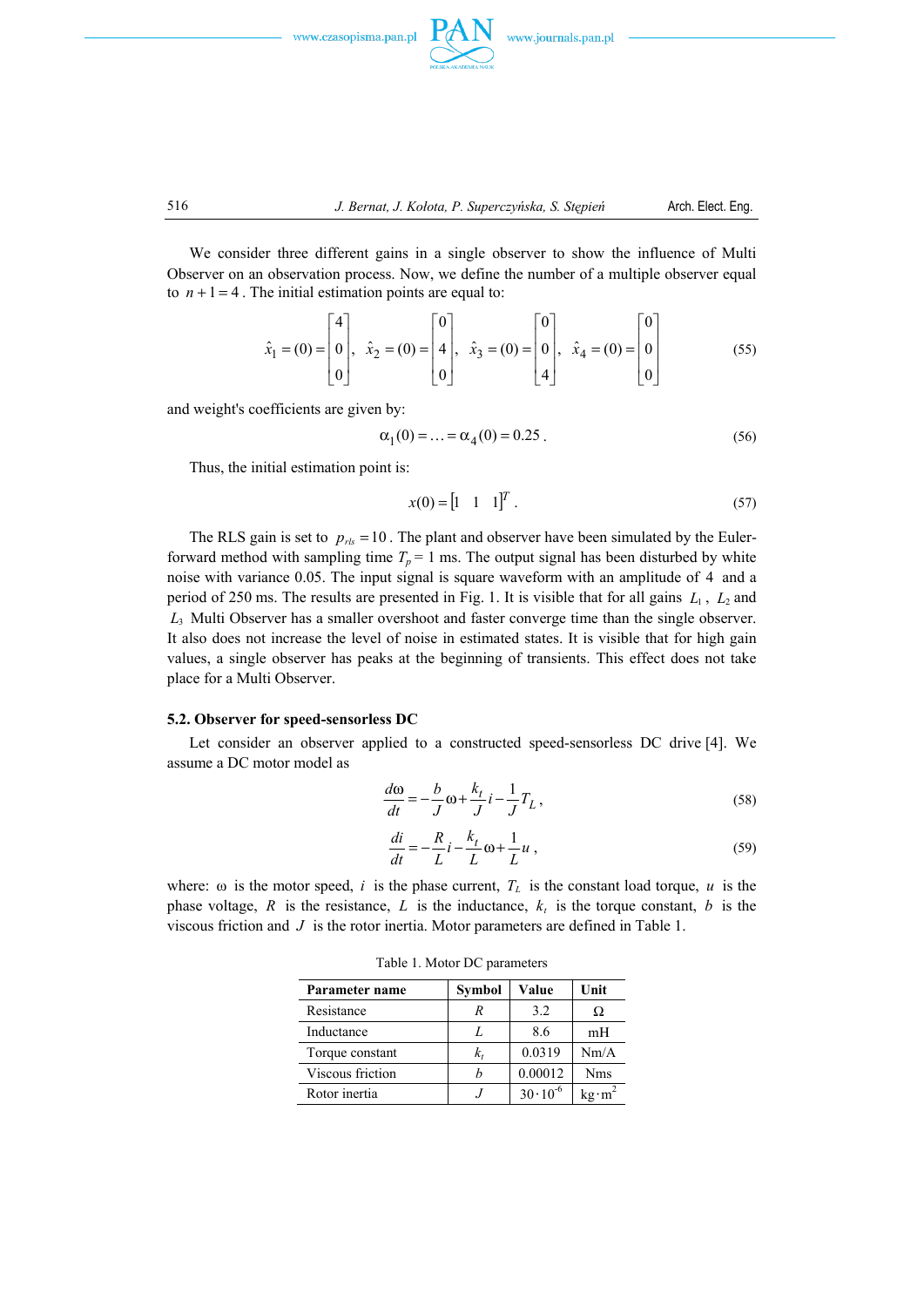We consider three different gains in a single observer to show the influence of Multi Observer on an observation process. Now, we define the number of a multiple observer equal to $n+1=4$. The initial estimation points are equal to:

$$\hat{x}_1 = (0) = \begin{bmatrix} 4 \\ 0 \\ 0 \end{bmatrix}, \ \hat{x}_2 = (0) = \begin{bmatrix} 0 \\ 4 \\ 0 \end{bmatrix}, \ \hat{x}_3 = (0) = \begin{bmatrix} 0 \\ 0 \\ 4 \end{bmatrix}, \ \hat{x}_4 = (0) = \begin{bmatrix} 0 \\ 0 \\ 0 \end{bmatrix} \tag{55}$$

and weight's coefficients are given by:

$$\alpha_1(0) = \ldots = \alpha_4(0) = 0.25 \,. \tag{56}$$

Thus, the initial estimation point is:

$$x(0) = \begin{bmatrix} 1 & 1 & 1 \end{bmatrix}^T . \tag{57}$$

The RLS gain is set to $p_{rls} = 10$. The plant and observer have been simulated by the Euler-forward method with sampling time $T_p = 1$ ms. The output signal has been disturbed by white noise with variance 0.05. The input signal is square waveform with an amplitude of 4 and a period of 250 ms. The results are presented in Fig. 1. It is visible that for all gains $L_1$, $L_2$ and $L_3$ Multi Observer has a smaller overshoot and faster converge time than the single observer. It also does not increase the level of noise in estimated states. It is visible that for high gain values, a single observer has peaks at the beginning of transients. This effect does not take place for a Multi Observer.

### 5.2. Observer for speed-sensorless DC

Let consider an observer applied to a constructed speed-sensorless DC drive [4]. We assume a DC motor model as

$$\frac{d\omega}{dt} = -\frac{b}{J}\omega + \frac{k_t}{J}i - \frac{1}{J}T_L \,, \tag{58}$$

$$\frac{di}{dt} = -\frac{R}{L}i - \frac{k_t}{L}\omega + \frac{1}{L}u \,, \tag{59}$$

where: $\omega$ is the motor speed, $i$ is the phase current, $T_L$ is the constant load torque, $u$ is the phase voltage, $R$ is the resistance, $L$ is the inductance, $k_t$ is the torque constant, $b$ is the viscous friction and $J$ is the rotor inertia. Motor parameters are defined in Table 1.

Table 1. Motor DC parameters

| **Parameter name** | **Symbol** | **Value** | **Unit** |
|---|---|---|---|
| Resistance | $R$ | 3.2 | Ω |
| Inductance | $L$ | 8.6 | mH |
| Torque constant | $k_t$ | 0.0319 | Nm/A |
| Viscous friction | $b$ | 0.00012 | Nms |
| Rotor inertia | $J$ | $30 \cdot 10^{-6}$ | $\text{kg} \cdot \text{m}^2$ |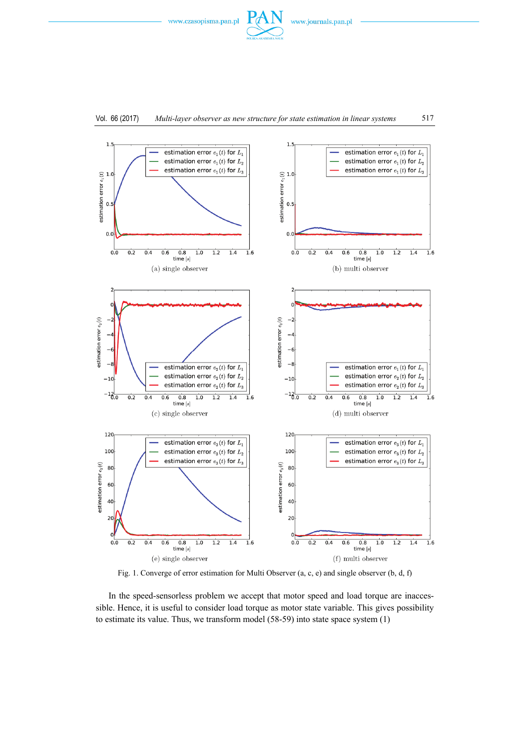(a) single observer

(b) multi observer

(c) single observer

(d) multi observer

(e) single observer

(f) multi observer

Fig. 1. Converge of error estimation for Multi Observer (a, c, e) and single observer (b, d, f)

In the speed-sensorless problem we accept that motor speed and load torque are inaccessible. Hence, it is useful to consider load torque as motor state variable. This gives possibility to estimate its value. Thus, we transform model (58-59) into state space system (1)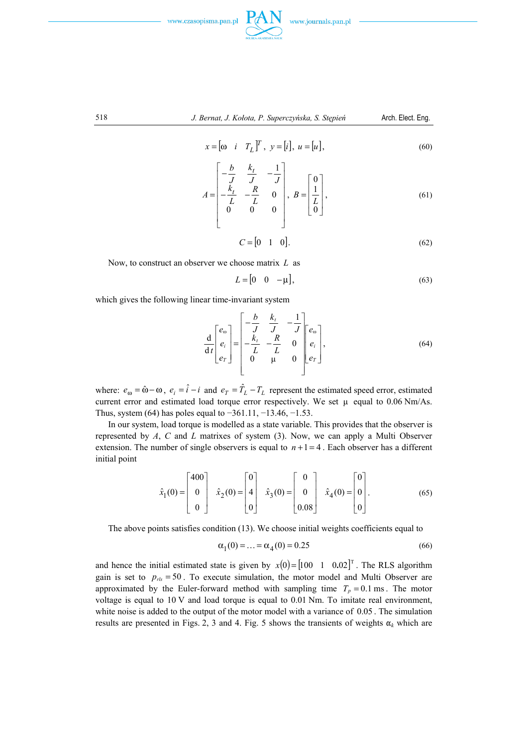$$x = [\omega \quad i \quad T_L]^T, \; y = [i], \; u = [u], \tag{60}$$

$$A = \begin{bmatrix} -\frac{b}{J} & \frac{k_t}{J} & -\frac{1}{J} \\ -\frac{k_t}{L} & -\frac{R}{L} & 0 \\ 0 & 0 & 0 \end{bmatrix}, \; B = \begin{bmatrix} 0 \\ \frac{1}{L} \\ 0 \end{bmatrix}, \tag{61}$$

$$C = [0 \quad 1 \quad 0]. \tag{62}$$

Now, to construct an observer we choose matrix $L$ as

$$L = [0 \quad 0 \quad -\mu], \tag{63}$$

which gives the following linear time-invariant system

$$\frac{\mathrm{d}}{\mathrm{d}t}\begin{bmatrix} e_\omega \\ e_i \\ e_T \end{bmatrix} = \begin{bmatrix} -\frac{b}{J} & \frac{k_t}{J} & -\frac{1}{J} \\ -\frac{k_t}{L} & -\frac{R}{L} & 0 \\ 0 & \mu & 0 \end{bmatrix}\begin{bmatrix} e_\omega \\ e_i \\ e_T \end{bmatrix}, \tag{64}$$

where: $e_\omega = \hat{\omega} - \omega$, $e_i = \hat{i} - i$ and $e_T = \hat{T}_L - T_L$ represent the estimated speed error, estimated current error and estimated load torque error respectively. We set $\mu$ equal to 0.06 Nm/As. Thus, system (64) has poles equal to −361.11, −13.46, −1.53.

In our system, load torque is modelled as a state variable. This provides that the observer is represented by $A$, $C$ and $L$ matrixes of system (3). Now, we can apply a Multi Observer extension. The number of single observers is equal to $n+1=4$. Each observer has a different initial point

$$\hat{x}_1(0) = \begin{bmatrix} 400 \\ 0 \\ 0 \end{bmatrix} \quad \hat{x}_2(0) = \begin{bmatrix} 0 \\ 4 \\ 0 \end{bmatrix} \quad \hat{x}_3(0) = \begin{bmatrix} 0 \\ 0 \\ 0.08 \end{bmatrix} \quad \hat{x}_4(0) = \begin{bmatrix} 0 \\ 0 \\ 0 \end{bmatrix}. \tag{65}$$

The above points satisfies condition (13). We choose initial weights coefficients equal to

$$\alpha_1(0) = \ldots = \alpha_4(0) = 0.25 \tag{66}$$

and hence the initial estimated state is given by $x(0) = [100 \quad 1 \quad 0.02]^{\mathrm{T}}$. The RLS algorithm gain is set to $p_{rls} = 50$. To execute simulation, the motor model and Multi Observer are approximated by the Euler-forward method with sampling time $T_p = 0.1$ ms. The motor voltage is equal to 10 V and load torque is equal to 0.01 Nm. To imitate real environment, white noise is added to the output of the motor model with a variance of 0.05. The simulation results are presented in Figs. 2, 3 and 4. Fig. 5 shows the transients of weights $\alpha_k$ which are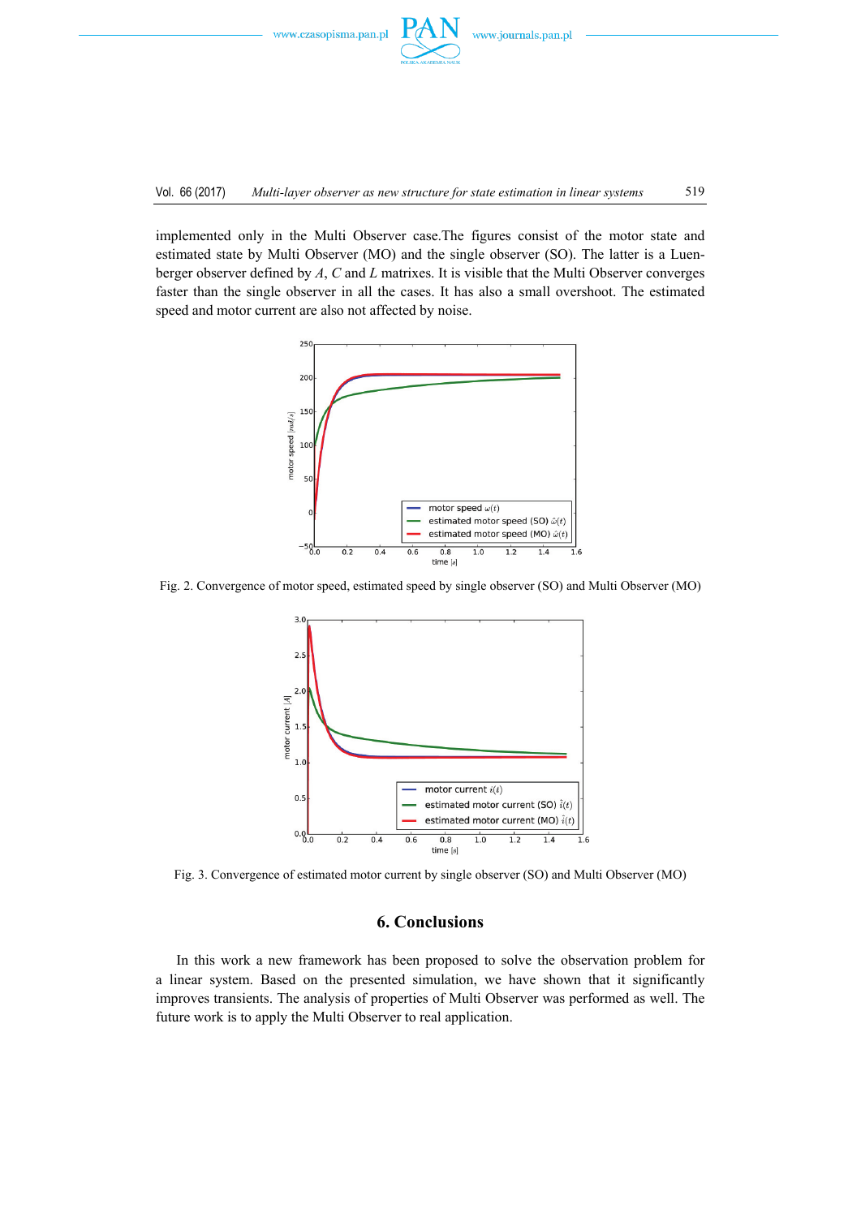implemented only in the Multi Observer case.The figures consist of the motor state and estimated state by Multi Observer (MO) and the single observer (SO). The latter is a Luenberger observer defined by $A$, $C$ and $L$ matrixes. It is visible that the Multi Observer converges faster than the single observer in all the cases. It has also a small overshoot. The estimated speed and motor current are also not affected by noise.

Fig. 2. Convergence of motor speed, estimated speed by single observer (SO) and Multi Observer (MO)

Fig. 3. Convergence of estimated motor current by single observer (SO) and Multi Observer (MO)

## 6. Conclusions

In this work a new framework has been proposed to solve the observation problem for a linear system. Based on the presented simulation, we have shown that it significantly improves transients. The analysis of properties of Multi Observer was performed as well. The future work is to apply the Multi Observer to real application.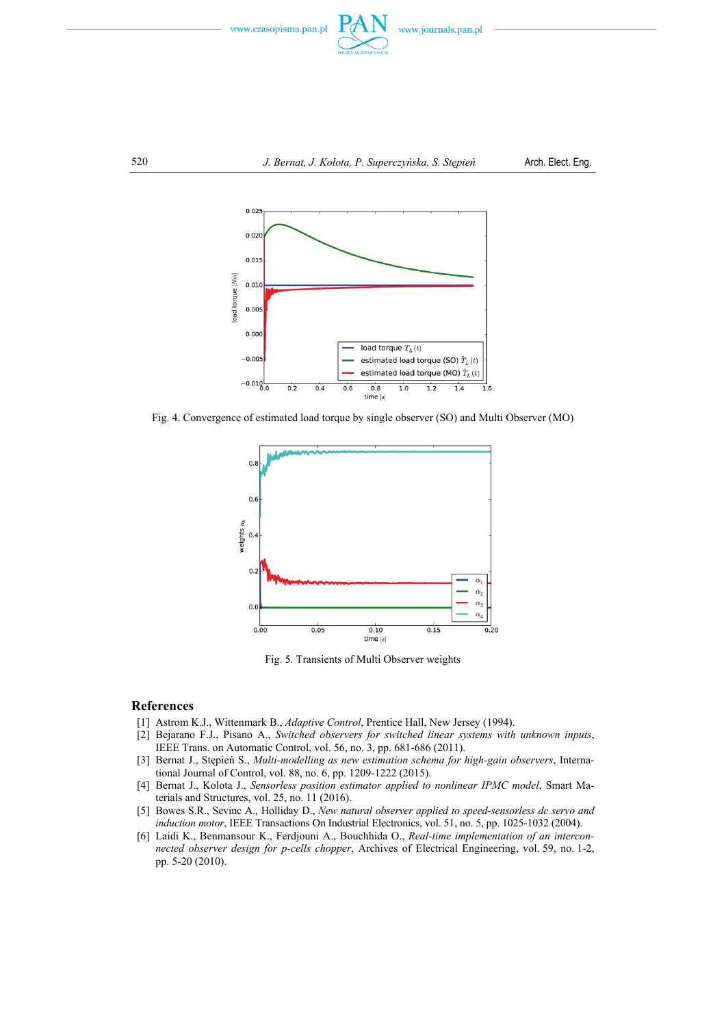Fig. 4. Convergence of estimated load torque by single observer (SO) and Multi Observer (MO)

Fig. 5. Transients of Multi Observer weights

## References

[1] Astrom K.J., Wittenmark B., *Adaptive Control*, Prentice Hall, New Jersey (1994).

[2] Bejarano F.J., Pisano A., *Switched observers for switched linear systems with unknown inputs*, IEEE Trans. on Automatic Control, vol. 56, no. 3, pp. 681-686 (2011).

[3] Bernat J., Stępień S., *Multi-modelling as new estimation schema for high-gain observers*, International Journal of Control, vol. 88, no. 6, pp. 1209-1222 (2015).

[4] Bernat J., Kolota J., *Sensorless position estimator applied to nonlinear IPMC model*, Smart Materials and Structures, vol. 25, no. 11 (2016).

[5] Bowes S.R., Sevinc A., Holliday D., *New natural observer applied to speed-sensorless dc servo and induction motor*, IEEE Transactions On Industrial Electronics, vol. 51, no. 5, pp. 1025-1032 (2004).

[6] Laidi K., Benmansour K., Ferdjouni A., Bouchhida O., *Real-time implementation of an interconnected observer design for p-cells chopper*, Archives of Electrical Engineering, vol. 59, no. 1-2, pp. 5-20 (2010).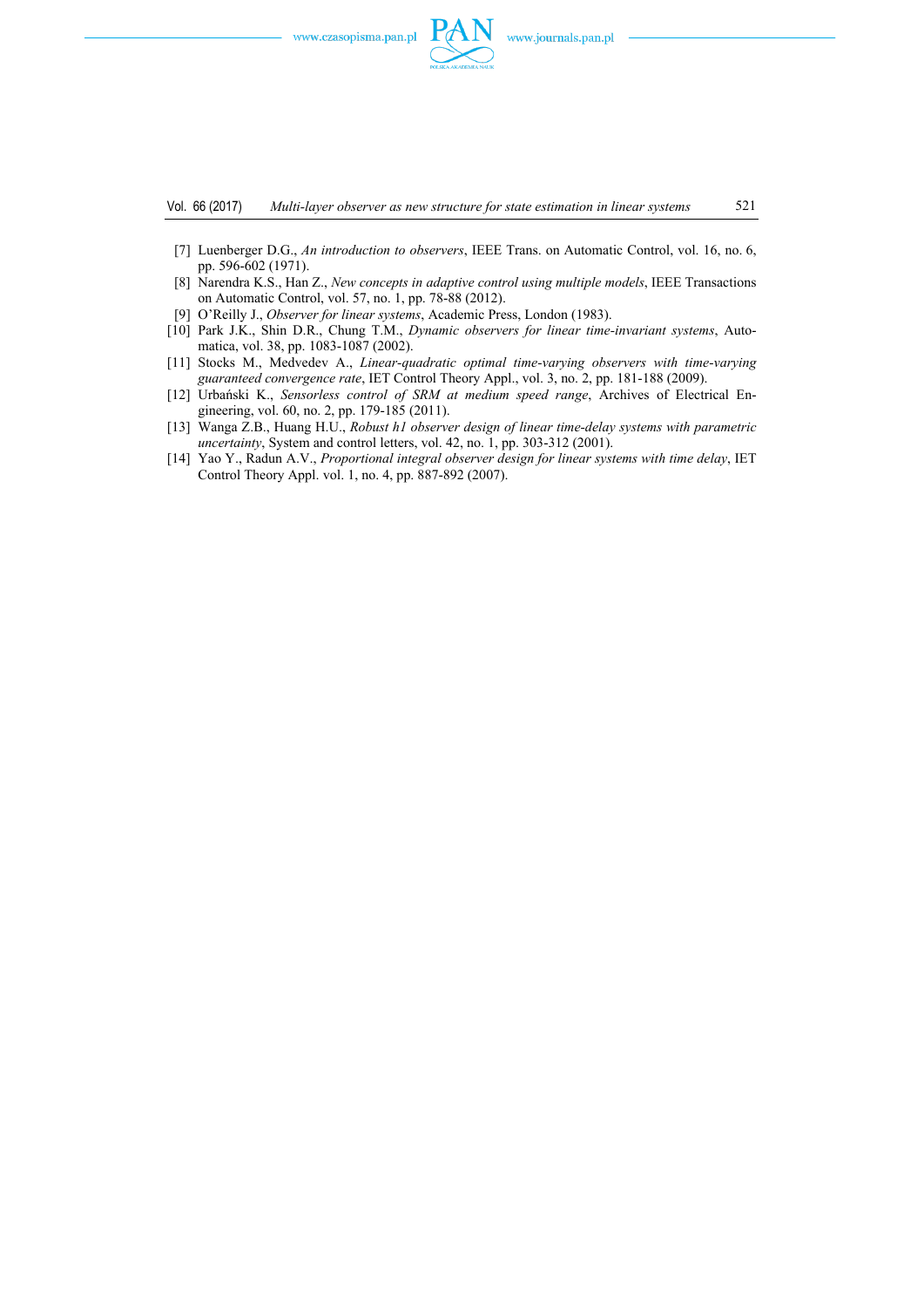[7] Luenberger D.G., *An introduction to observers*, IEEE Trans. on Automatic Control, vol. 16, no. 6, pp. 596-602 (1971).

[8] Narendra K.S., Han Z., *New concepts in adaptive control using multiple models*, IEEE Transactions on Automatic Control, vol. 57, no. 1, pp. 78-88 (2012).

[9] O'Reilly J., *Observer for linear systems*, Academic Press, London (1983).

[10] Park J.K., Shin D.R., Chung T.M., *Dynamic observers for linear time-invariant systems*, Automatica, vol. 38, pp. 1083-1087 (2002).

[11] Stocks M., Medvedev A., *Linear-quadratic optimal time-varying observers with time-varying guaranteed convergence rate*, IET Control Theory Appl., vol. 3, no. 2, pp. 181-188 (2009).

[12] Urbański K., *Sensorless control of SRM at medium speed range*, Archives of Electrical Engineering, vol. 60, no. 2, pp. 179-185 (2011).

[13] Wanga Z.B., Huang H.U., *Robust h1 observer design of linear time-delay systems with parametric uncertainty*, System and control letters, vol. 42, no. 1, pp. 303-312 (2001).

[14] Yao Y., Radun A.V., *Proportional integral observer design for linear systems with time delay*, IET Control Theory Appl. vol. 1, no. 4, pp. 887-892 (2007).